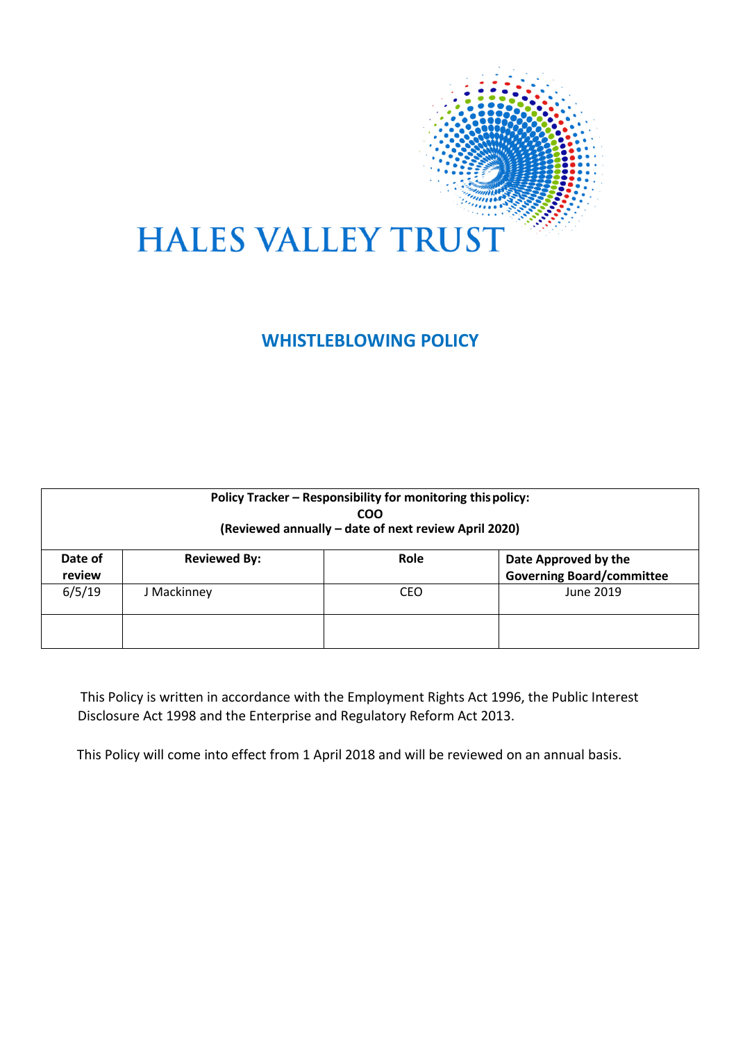# HALES VALLEY TRUST

## WHISTLEBLOWING POLICY

| Policy Tracker – Responsibility for monitoring this policy: COO (Reviewed annually – date of next review April 2020) | | | |
|---|---|---|---|
| **Date of review** | **Reviewed By:** | **Role** | **Date Approved by the Governing Board/committee** |
| 6/5/19 | J Mackinney | CEO | June 2019 |
| | | | |

This Policy is written in accordance with the Employment Rights Act 1996, the Public Interest Disclosure Act 1998 and the Enterprise and Regulatory Reform Act 2013.

This Policy will come into effect from 1 April 2018 and will be reviewed on an annual basis.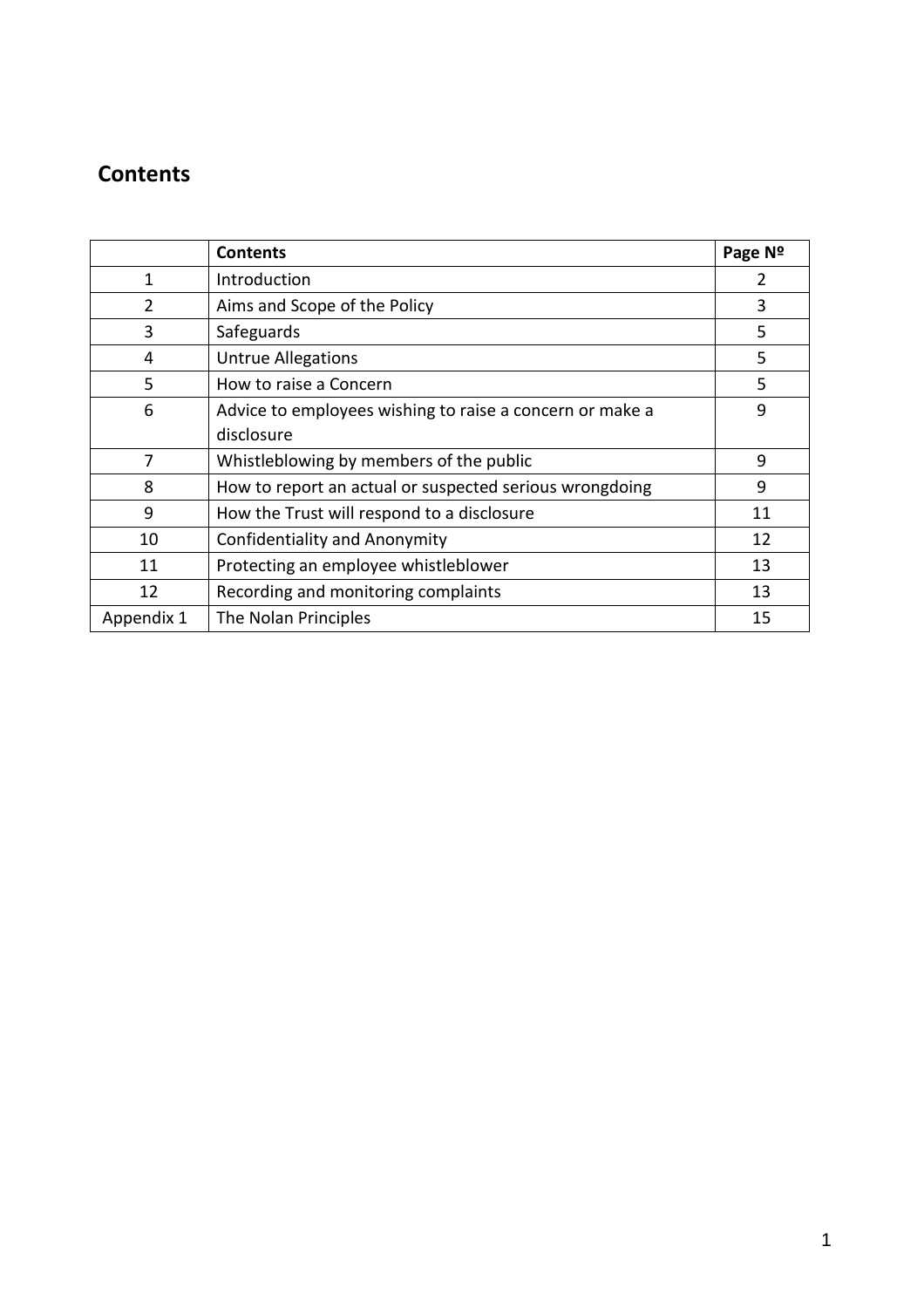## Contents

| | Contents | Page № |
|---|---|---|
| 1 | Introduction | 2 |
| 2 | Aims and Scope of the Policy | 3 |
| 3 | Safeguards | 5 |
| 4 | Untrue Allegations | 5 |
| 5 | How to raise a Concern | 5 |
| 6 | Advice to employees wishing to raise a concern or make a disclosure | 9 |
| 7 | Whistleblowing by members of the public | 9 |
| 8 | How to report an actual or suspected serious wrongdoing | 9 |
| 9 | How the Trust will respond to a disclosure | 11 |
| 10 | Confidentiality and Anonymity | 12 |
| 11 | Protecting an employee whistleblower | 13 |
| 12 | Recording and monitoring complaints | 13 |
| Appendix 1 | The Nolan Principles | 15 |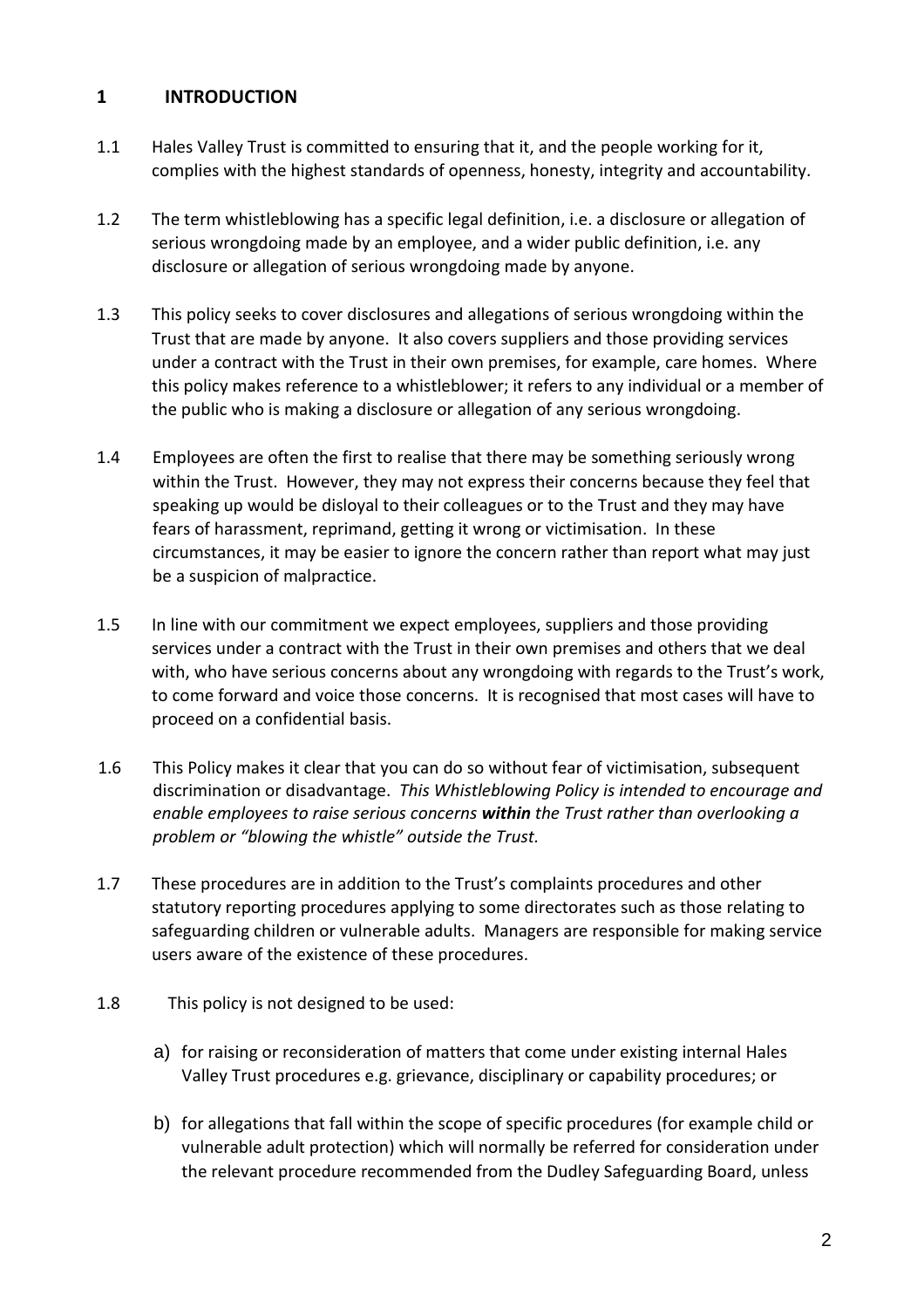## 1 INTRODUCTION

1.1 Hales Valley Trust is committed to ensuring that it, and the people working for it, complies with the highest standards of openness, honesty, integrity and accountability.

1.2 The term whistleblowing has a specific legal definition, i.e. a disclosure or allegation of serious wrongdoing made by an employee, and a wider public definition, i.e. any disclosure or allegation of serious wrongdoing made by anyone.

1.3 This policy seeks to cover disclosures and allegations of serious wrongdoing within the Trust that are made by anyone. It also covers suppliers and those providing services under a contract with the Trust in their own premises, for example, care homes. Where this policy makes reference to a whistleblower; it refers to any individual or a member of the public who is making a disclosure or allegation of any serious wrongdoing.

1.4 Employees are often the first to realise that there may be something seriously wrong within the Trust. However, they may not express their concerns because they feel that speaking up would be disloyal to their colleagues or to the Trust and they may have fears of harassment, reprimand, getting it wrong or victimisation. In these circumstances, it may be easier to ignore the concern rather than report what may just be a suspicion of malpractice.

1.5 In line with our commitment we expect employees, suppliers and those providing services under a contract with the Trust in their own premises and others that we deal with, who have serious concerns about any wrongdoing with regards to the Trust's work, to come forward and voice those concerns. It is recognised that most cases will have to proceed on a confidential basis.

1.6 This Policy makes it clear that you can do so without fear of victimisation, subsequent discrimination or disadvantage. *This Whistleblowing Policy is intended to encourage and enable employees to raise serious concerns* ***within*** *the Trust rather than overlooking a problem or "blowing the whistle" outside the Trust.*

1.7 These procedures are in addition to the Trust's complaints procedures and other statutory reporting procedures applying to some directorates such as those relating to safeguarding children or vulnerable adults. Managers are responsible for making service users aware of the existence of these procedures.

1.8 This policy is not designed to be used:

a) for raising or reconsideration of matters that come under existing internal Hales Valley Trust procedures e.g. grievance, disciplinary or capability procedures; or

b) for allegations that fall within the scope of specific procedures (for example child or vulnerable adult protection) which will normally be referred for consideration under the relevant procedure recommended from the Dudley Safeguarding Board, unless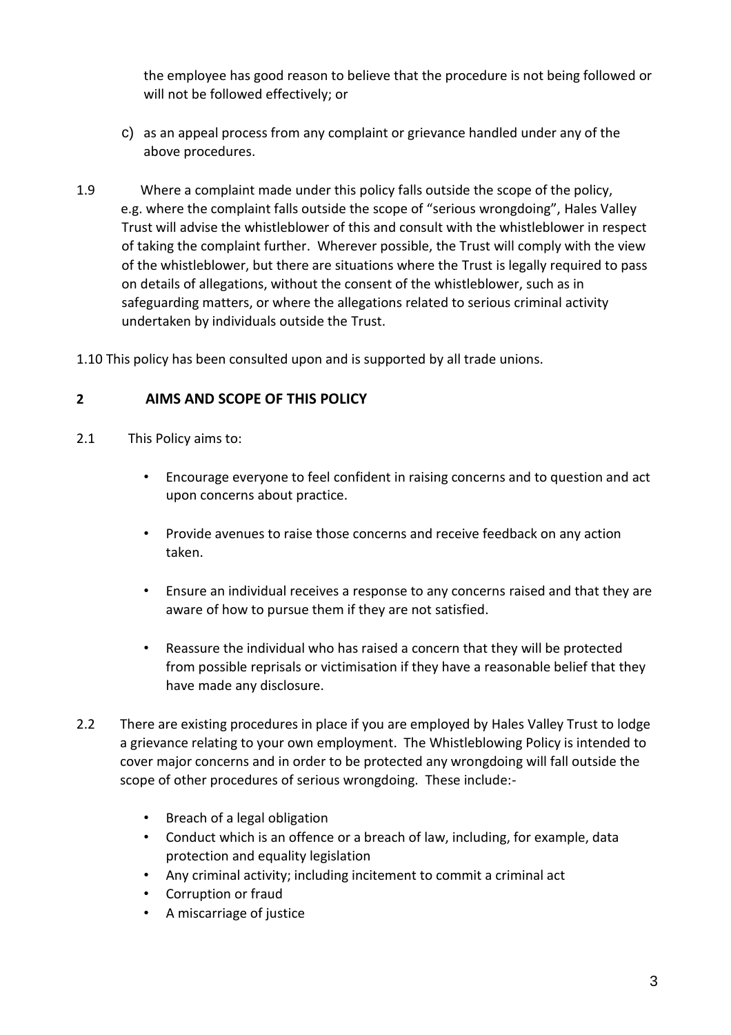the employee has good reason to believe that the procedure is not being followed or will not be followed effectively; or

c) as an appeal process from any complaint or grievance handled under any of the above procedures.

1.9 Where a complaint made under this policy falls outside the scope of the policy, e.g. where the complaint falls outside the scope of "serious wrongdoing", Hales Valley Trust will advise the whistleblower of this and consult with the whistleblower in respect of taking the complaint further. Wherever possible, the Trust will comply with the view of the whistleblower, but there are situations where the Trust is legally required to pass on details of allegations, without the consent of the whistleblower, such as in safeguarding matters, or where the allegations related to serious criminal activity undertaken by individuals outside the Trust.

1.10 This policy has been consulted upon and is supported by all trade unions.

## 2 AIMS AND SCOPE OF THIS POLICY

2.1 This Policy aims to:

- Encourage everyone to feel confident in raising concerns and to question and act upon concerns about practice.
- Provide avenues to raise those concerns and receive feedback on any action taken.
- Ensure an individual receives a response to any concerns raised and that they are aware of how to pursue them if they are not satisfied.
- Reassure the individual who has raised a concern that they will be protected from possible reprisals or victimisation if they have a reasonable belief that they have made any disclosure.

2.2 There are existing procedures in place if you are employed by Hales Valley Trust to lodge a grievance relating to your own employment. The Whistleblowing Policy is intended to cover major concerns and in order to be protected any wrongdoing will fall outside the scope of other procedures of serious wrongdoing. These include:-

- Breach of a legal obligation
- Conduct which is an offence or a breach of law, including, for example, data protection and equality legislation
- Any criminal activity; including incitement to commit a criminal act
- Corruption or fraud
- A miscarriage of justice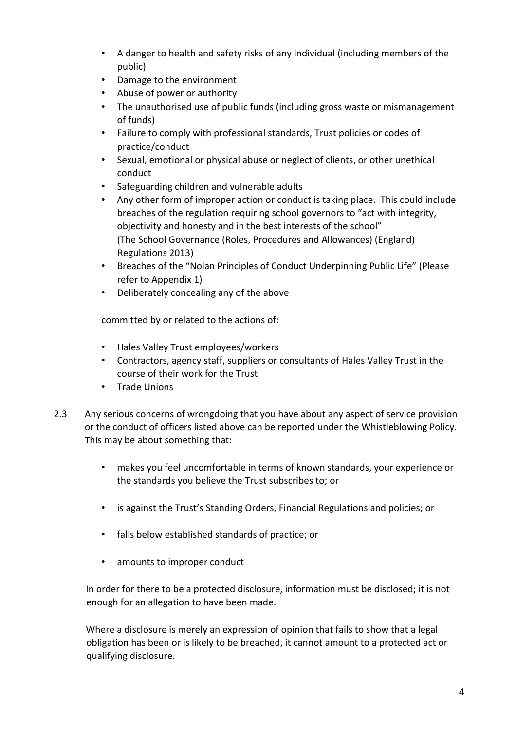- A danger to health and safety risks of any individual (including members of the public)
- Damage to the environment
- Abuse of power or authority
- The unauthorised use of public funds (including gross waste or mismanagement of funds)
- Failure to comply with professional standards, Trust policies or codes of practice/conduct
- Sexual, emotional or physical abuse or neglect of clients, or other unethical conduct
- Safeguarding children and vulnerable adults
- Any other form of improper action or conduct is taking place. This could include breaches of the regulation requiring school governors to "act with integrity, objectivity and honesty and in the best interests of the school" (The School Governance (Roles, Procedures and Allowances) (England) Regulations 2013)
- Breaches of the "Nolan Principles of Conduct Underpinning Public Life" (Please refer to Appendix 1)
- Deliberately concealing any of the above

committed by or related to the actions of:

- Hales Valley Trust employees/workers
- Contractors, agency staff, suppliers or consultants of Hales Valley Trust in the course of their work for the Trust
- Trade Unions

2.3 Any serious concerns of wrongdoing that you have about any aspect of service provision or the conduct of officers listed above can be reported under the Whistleblowing Policy. This may be about something that:

- makes you feel uncomfortable in terms of known standards, your experience or the standards you believe the Trust subscribes to; or
- is against the Trust's Standing Orders, Financial Regulations and policies; or
- falls below established standards of practice; or
- amounts to improper conduct

In order for there to be a protected disclosure, information must be disclosed; it is not enough for an allegation to have been made.

Where a disclosure is merely an expression of opinion that fails to show that a legal obligation has been or is likely to be breached, it cannot amount to a protected act or qualifying disclosure.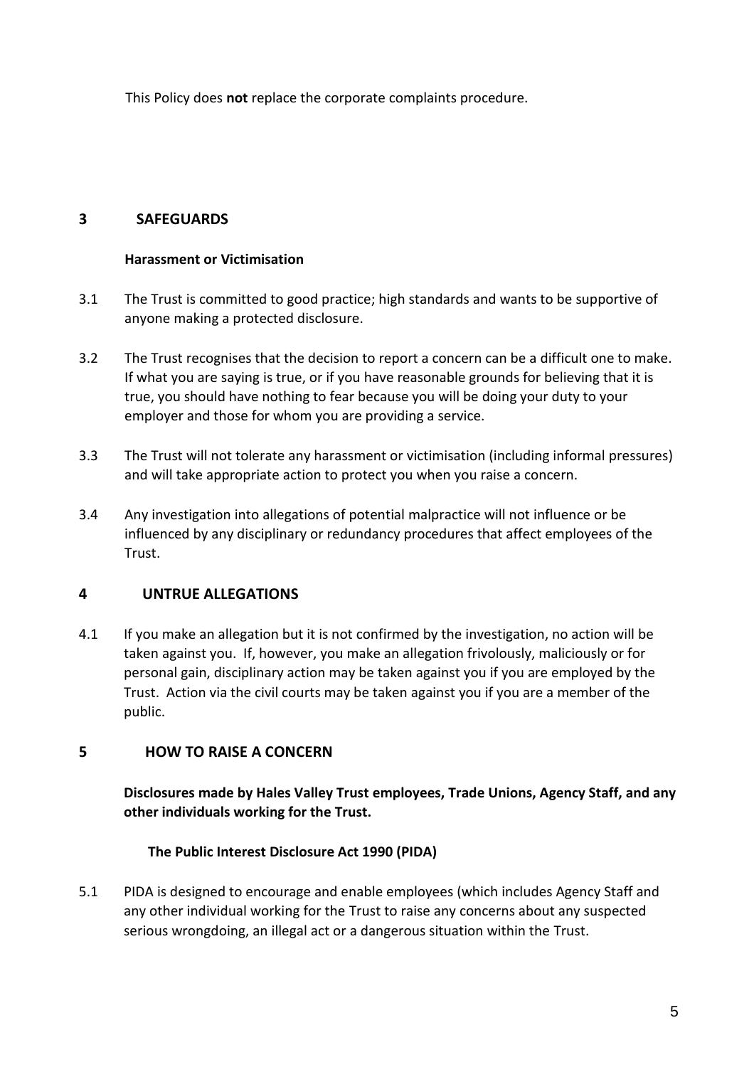This Policy does **not** replace the corporate complaints procedure.

## 3 SAFEGUARDS

### Harassment or Victimisation

3.1 The Trust is committed to good practice; high standards and wants to be supportive of anyone making a protected disclosure.

3.2 The Trust recognises that the decision to report a concern can be a difficult one to make. If what you are saying is true, or if you have reasonable grounds for believing that it is true, you should have nothing to fear because you will be doing your duty to your employer and those for whom you are providing a service.

3.3 The Trust will not tolerate any harassment or victimisation (including informal pressures) and will take appropriate action to protect you when you raise a concern.

3.4 Any investigation into allegations of potential malpractice will not influence or be influenced by any disciplinary or redundancy procedures that affect employees of the Trust.

## 4 UNTRUE ALLEGATIONS

4.1 If you make an allegation but it is not confirmed by the investigation, no action will be taken against you. If, however, you make an allegation frivolously, maliciously or for personal gain, disciplinary action may be taken against you if you are employed by the Trust. Action via the civil courts may be taken against you if you are a member of the public.

## 5 HOW TO RAISE A CONCERN

**Disclosures made by Hales Valley Trust employees, Trade Unions, Agency Staff, and any other individuals working for the Trust.**

### The Public Interest Disclosure Act 1990 (PIDA)

5.1 PIDA is designed to encourage and enable employees (which includes Agency Staff and any other individual working for the Trust to raise any concerns about any suspected serious wrongdoing, an illegal act or a dangerous situation within the Trust.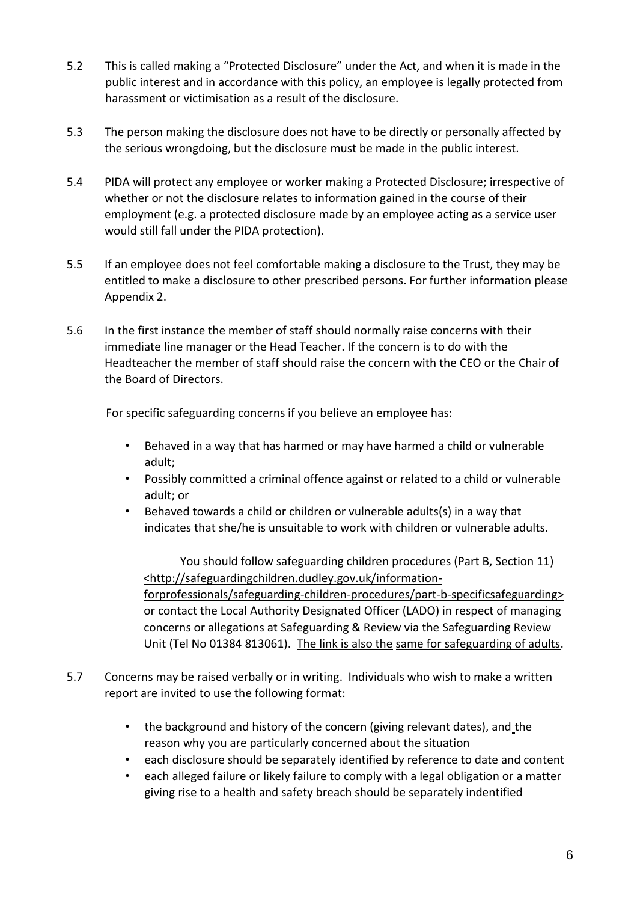5.2 This is called making a "Protected Disclosure" under the Act, and when it is made in the public interest and in accordance with this policy, an employee is legally protected from harassment or victimisation as a result of the disclosure.

5.3 The person making the disclosure does not have to be directly or personally affected by the serious wrongdoing, but the disclosure must be made in the public interest.

5.4 PIDA will protect any employee or worker making a Protected Disclosure; irrespective of whether or not the disclosure relates to information gained in the course of their employment (e.g. a protected disclosure made by an employee acting as a service user would still fall under the PIDA protection).

5.5 If an employee does not feel comfortable making a disclosure to the Trust, they may be entitled to make a disclosure to other prescribed persons. For further information please Appendix 2.

5.6 In the first instance the member of staff should normally raise concerns with their immediate line manager or the Head Teacher. If the concern is to do with the Headteacher the member of staff should raise the concern with the CEO or the Chair of the Board of Directors.

For specific safeguarding concerns if you believe an employee has:

- Behaved in a way that has harmed or may have harmed a child or vulnerable adult;
- Possibly committed a criminal offence against or related to a child or vulnerable adult; or
- Behaved towards a child or children or vulnerable adults(s) in a way that indicates that she/he is unsuitable to work with children or vulnerable adults.

You should follow safeguarding children procedures (Part B, Section 11) <http://safeguardingchildren.dudley.gov.uk/information-forprofessionals/safeguarding-children-procedures/part-b-specificsafeguarding> or contact the Local Authority Designated Officer (LADO) in respect of managing concerns or allegations at Safeguarding & Review via the Safeguarding Review Unit (Tel No 01384 813061). The link is also the same for safeguarding of adults.

5.7 Concerns may be raised verbally or in writing. Individuals who wish to make a written report are invited to use the following format:

- the background and history of the concern (giving relevant dates), and the reason why you are particularly concerned about the situation
- each disclosure should be separately identified by reference to date and content
- each alleged failure or likely failure to comply with a legal obligation or a matter giving rise to a health and safety breach should be separately indentified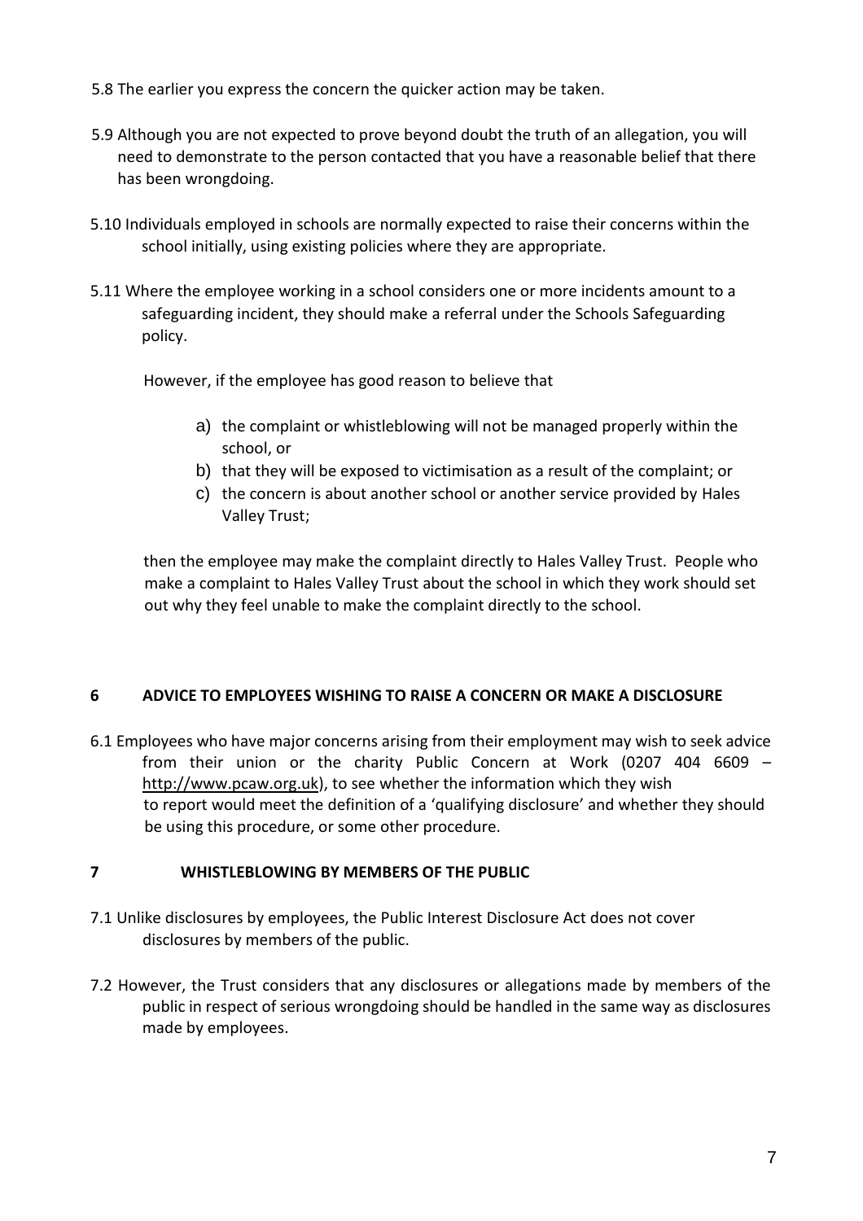5.8 The earlier you express the concern the quicker action may be taken.

5.9 Although you are not expected to prove beyond doubt the truth of an allegation, you will need to demonstrate to the person contacted that you have a reasonable belief that there has been wrongdoing.

5.10 Individuals employed in schools are normally expected to raise their concerns within the school initially, using existing policies where they are appropriate.

5.11 Where the employee working in a school considers one or more incidents amount to a safeguarding incident, they should make a referral under the Schools Safeguarding policy.

However, if the employee has good reason to believe that

a) the complaint or whistleblowing will not be managed properly within the school, or
b) that they will be exposed to victimisation as a result of the complaint; or
c) the concern is about another school or another service provided by Hales Valley Trust;

then the employee may make the complaint directly to Hales Valley Trust. People who make a complaint to Hales Valley Trust about the school in which they work should set out why they feel unable to make the complaint directly to the school.

## 6 ADVICE TO EMPLOYEES WISHING TO RAISE A CONCERN OR MAKE A DISCLOSURE

6.1 Employees who have major concerns arising from their employment may wish to seek advice from their union or the charity Public Concern at Work (0207 404 6609 – http://www.pcaw.org.uk), to see whether the information which they wish to report would meet the definition of a 'qualifying disclosure' and whether they should be using this procedure, or some other procedure.

## 7 WHISTLEBLOWING BY MEMBERS OF THE PUBLIC

7.1 Unlike disclosures by employees, the Public Interest Disclosure Act does not cover disclosures by members of the public.

7.2 However, the Trust considers that any disclosures or allegations made by members of the public in respect of serious wrongdoing should be handled in the same way as disclosures made by employees.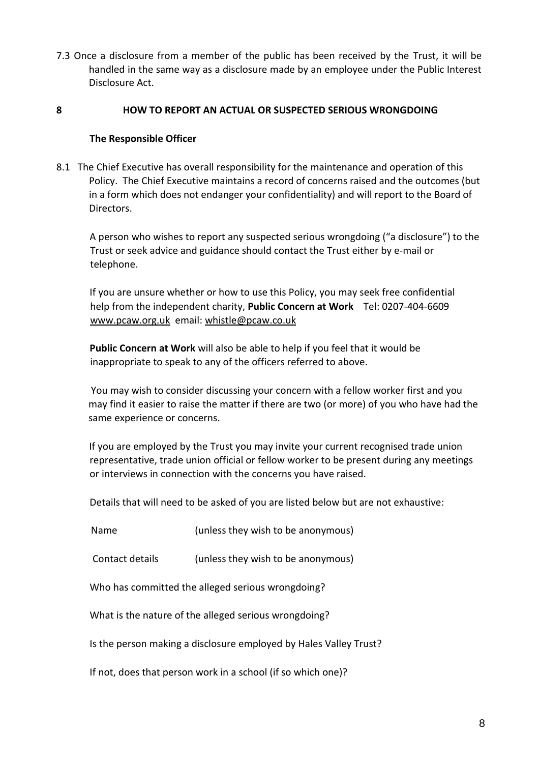7.3 Once a disclosure from a member of the public has been received by the Trust, it will be handled in the same way as a disclosure made by an employee under the Public Interest Disclosure Act.

## 8 HOW TO REPORT AN ACTUAL OR SUSPECTED SERIOUS WRONGDOING

**The Responsible Officer**

8.1 The Chief Executive has overall responsibility for the maintenance and operation of this Policy. The Chief Executive maintains a record of concerns raised and the outcomes (but in a form which does not endanger your confidentiality) and will report to the Board of Directors.

A person who wishes to report any suspected serious wrongdoing ("a disclosure") to the Trust or seek advice and guidance should contact the Trust either by e-mail or telephone.

If you are unsure whether or how to use this Policy, you may seek free confidential help from the independent charity, **Public Concern at Work** Tel: 0207-404-6609 www.pcaw.org.uk email: whistle@pcaw.co.uk

**Public Concern at Work** will also be able to help if you feel that it would be inappropriate to speak to any of the officers referred to above.

You may wish to consider discussing your concern with a fellow worker first and you may find it easier to raise the matter if there are two (or more) of you who have had the same experience or concerns.

If you are employed by the Trust you may invite your current recognised trade union representative, trade union official or fellow worker to be present during any meetings or interviews in connection with the concerns you have raised.

Details that will need to be asked of you are listed below but are not exhaustive:

Name (unless they wish to be anonymous)

Contact details (unless they wish to be anonymous)

Who has committed the alleged serious wrongdoing?

What is the nature of the alleged serious wrongdoing?

Is the person making a disclosure employed by Hales Valley Trust?

If not, does that person work in a school (if so which one)?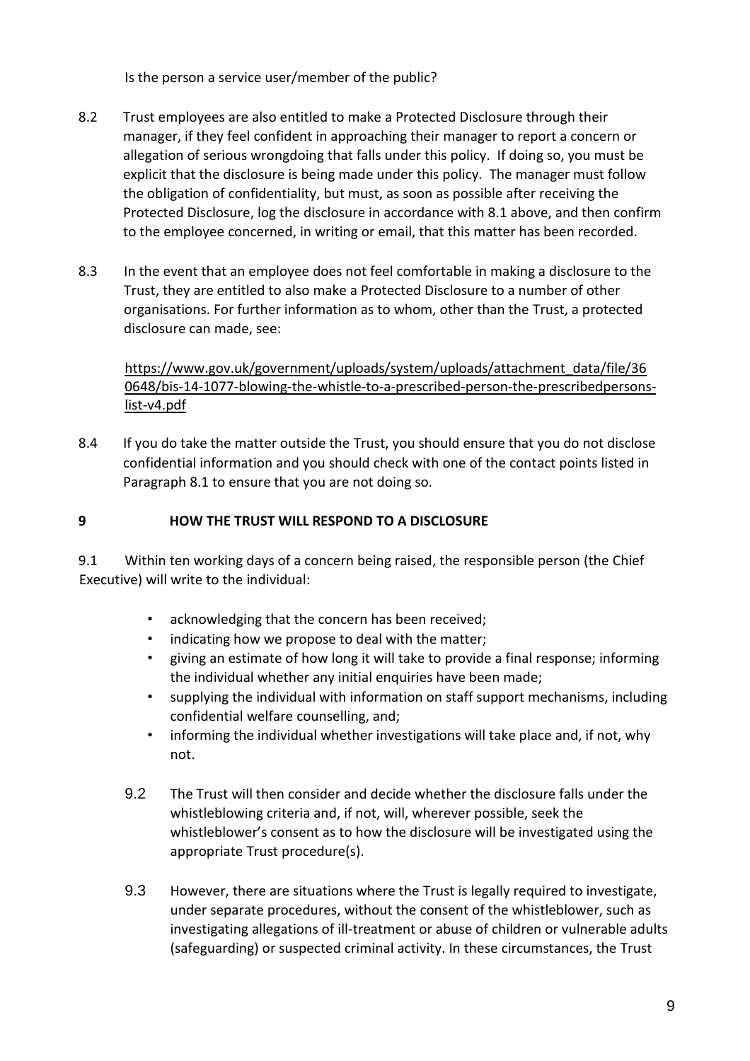Is the person a service user/member of the public?

8.2 Trust employees are also entitled to make a Protected Disclosure through their manager, if they feel confident in approaching their manager to report a concern or allegation of serious wrongdoing that falls under this policy. If doing so, you must be explicit that the disclosure is being made under this policy. The manager must follow the obligation of confidentiality, but must, as soon as possible after receiving the Protected Disclosure, log the disclosure in accordance with 8.1 above, and then confirm to the employee concerned, in writing or email, that this matter has been recorded.

8.3 In the event that an employee does not feel comfortable in making a disclosure to the Trust, they are entitled to also make a Protected Disclosure to a number of other organisations. For further information as to whom, other than the Trust, a protected disclosure can made, see:

https://www.gov.uk/government/uploads/system/uploads/attachment_data/file/360648/bis-14-1077-blowing-the-whistle-to-a-prescribed-person-the-prescribedpersons-list-v4.pdf

8.4 If you do take the matter outside the Trust, you should ensure that you do not disclose confidential information and you should check with one of the contact points listed in Paragraph 8.1 to ensure that you are not doing so.

## 9 HOW THE TRUST WILL RESPOND TO A DISCLOSURE

9.1 Within ten working days of a concern being raised, the responsible person (the Chief Executive) will write to the individual:

- acknowledging that the concern has been received;
- indicating how we propose to deal with the matter;
- giving an estimate of how long it will take to provide a final response; informing the individual whether any initial enquiries have been made;
- supplying the individual with information on staff support mechanisms, including confidential welfare counselling, and;
- informing the individual whether investigations will take place and, if not, why not.

9.2 The Trust will then consider and decide whether the disclosure falls under the whistleblowing criteria and, if not, will, wherever possible, seek the whistleblower's consent as to how the disclosure will be investigated using the appropriate Trust procedure(s).

9.3 However, there are situations where the Trust is legally required to investigate, under separate procedures, without the consent of the whistleblower, such as investigating allegations of ill-treatment or abuse of children or vulnerable adults (safeguarding) or suspected criminal activity. In these circumstances, the Trust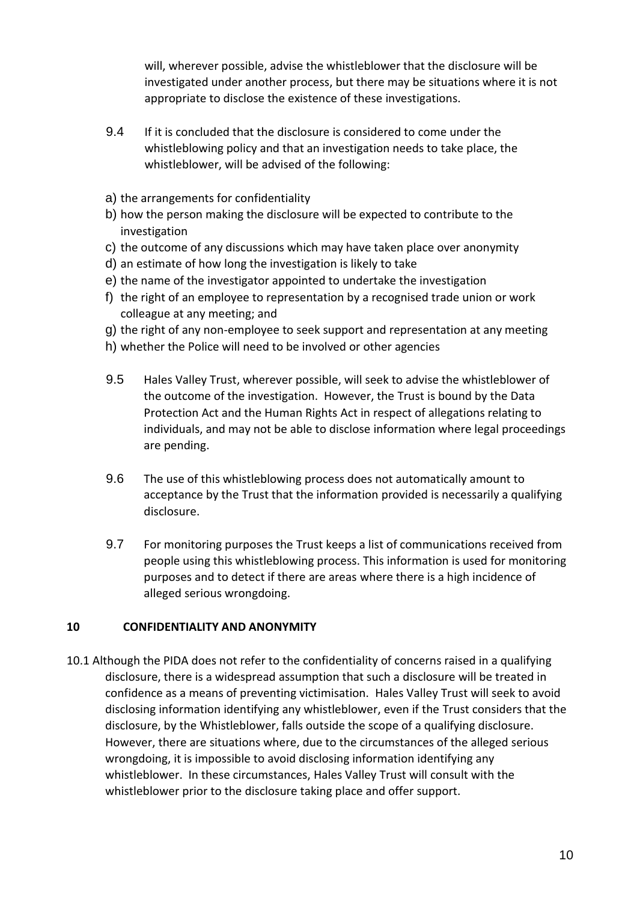will, wherever possible, advise the whistleblower that the disclosure will be investigated under another process, but there may be situations where it is not appropriate to disclose the existence of these investigations.

9.4 If it is concluded that the disclosure is considered to come under the whistleblowing policy and that an investigation needs to take place, the whistleblower, will be advised of the following:

a) the arrangements for confidentiality
b) how the person making the disclosure will be expected to contribute to the investigation
c) the outcome of any discussions which may have taken place over anonymity
d) an estimate of how long the investigation is likely to take
e) the name of the investigator appointed to undertake the investigation
f) the right of an employee to representation by a recognised trade union or work colleague at any meeting; and
g) the right of any non-employee to seek support and representation at any meeting
h) whether the Police will need to be involved or other agencies

9.5 Hales Valley Trust, wherever possible, will seek to advise the whistleblower of the outcome of the investigation. However, the Trust is bound by the Data Protection Act and the Human Rights Act in respect of allegations relating to individuals, and may not be able to disclose information where legal proceedings are pending.

9.6 The use of this whistleblowing process does not automatically amount to acceptance by the Trust that the information provided is necessarily a qualifying disclosure.

9.7 For monitoring purposes the Trust keeps a list of communications received from people using this whistleblowing process. This information is used for monitoring purposes and to detect if there are areas where there is a high incidence of alleged serious wrongdoing.

## 10 CONFIDENTIALITY AND ANONYMITY

10.1 Although the PIDA does not refer to the confidentiality of concerns raised in a qualifying disclosure, there is a widespread assumption that such a disclosure will be treated in confidence as a means of preventing victimisation. Hales Valley Trust will seek to avoid disclosing information identifying any whistleblower, even if the Trust considers that the disclosure, by the Whistleblower, falls outside the scope of a qualifying disclosure. However, there are situations where, due to the circumstances of the alleged serious wrongdoing, it is impossible to avoid disclosing information identifying any whistleblower. In these circumstances, Hales Valley Trust will consult with the whistleblower prior to the disclosure taking place and offer support.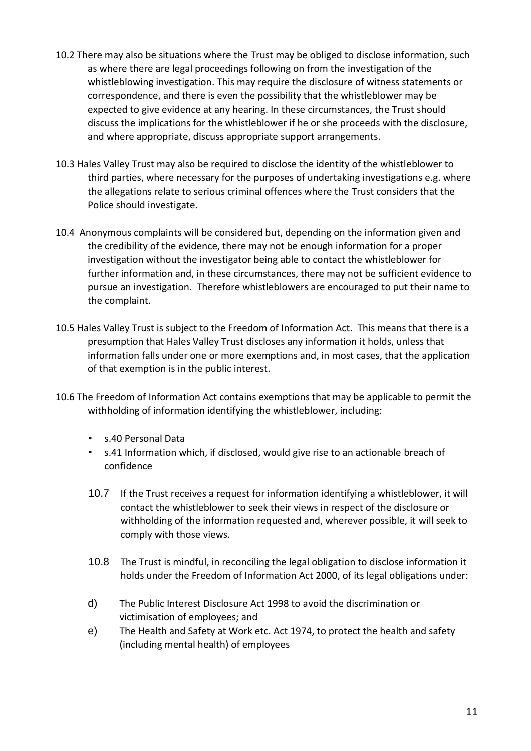10.2 There may also be situations where the Trust may be obliged to disclose information, such as where there are legal proceedings following on from the investigation of the whistleblowing investigation. This may require the disclosure of witness statements or correspondence, and there is even the possibility that the whistleblower may be expected to give evidence at any hearing. In these circumstances, the Trust should discuss the implications for the whistleblower if he or she proceeds with the disclosure, and where appropriate, discuss appropriate support arrangements.

10.3 Hales Valley Trust may also be required to disclose the identity of the whistleblower to third parties, where necessary for the purposes of undertaking investigations e.g. where the allegations relate to serious criminal offences where the Trust considers that the Police should investigate.

10.4 Anonymous complaints will be considered but, depending on the information given and the credibility of the evidence, there may not be enough information for a proper investigation without the investigator being able to contact the whistleblower for further information and, in these circumstances, there may not be sufficient evidence to pursue an investigation. Therefore whistleblowers are encouraged to put their name to the complaint.

10.5 Hales Valley Trust is subject to the Freedom of Information Act. This means that there is a presumption that Hales Valley Trust discloses any information it holds, unless that information falls under one or more exemptions and, in most cases, that the application of that exemption is in the public interest.

10.6 The Freedom of Information Act contains exemptions that may be applicable to permit the withholding of information identifying the whistleblower, including:

- s.40 Personal Data
- s.41 Information which, if disclosed, would give rise to an actionable breach of confidence

10.7 If the Trust receives a request for information identifying a whistleblower, it will contact the whistleblower to seek their views in respect of the disclosure or withholding of the information requested and, wherever possible, it will seek to comply with those views.

10.8 The Trust is mindful, in reconciling the legal obligation to disclose information it holds under the Freedom of Information Act 2000, of its legal obligations under:

d) The Public Interest Disclosure Act 1998 to avoid the discrimination or victimisation of employees; and

e) The Health and Safety at Work etc. Act 1974, to protect the health and safety (including mental health) of employees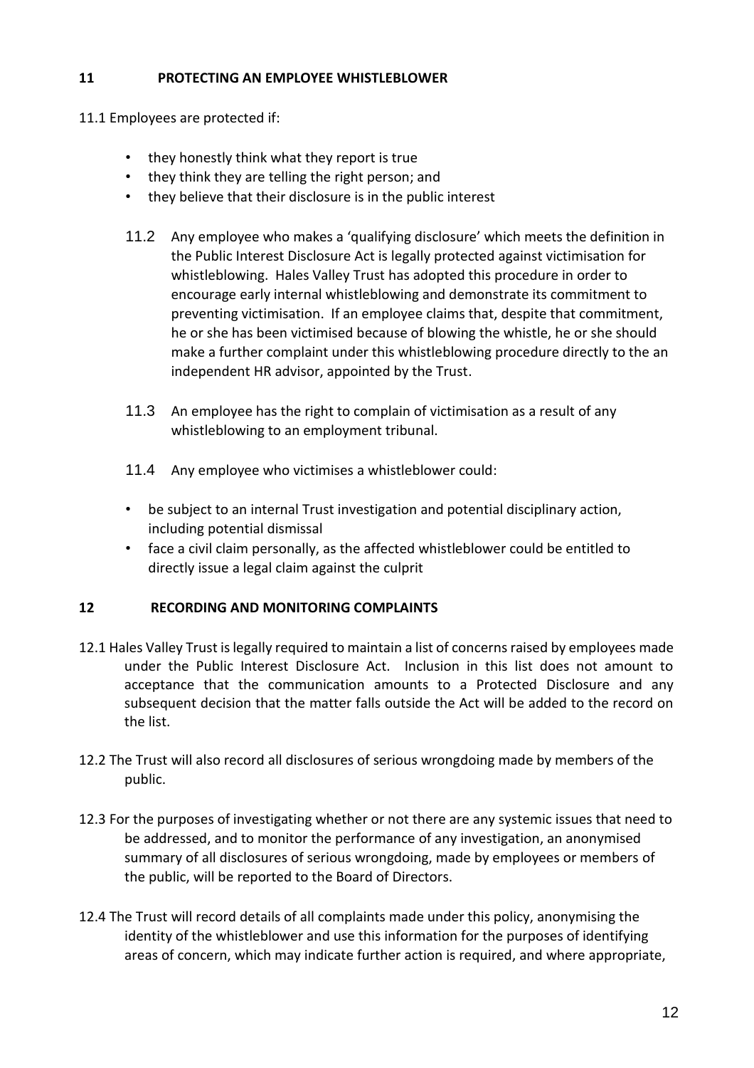## 11 PROTECTING AN EMPLOYEE WHISTLEBLOWER

11.1 Employees are protected if:

- they honestly think what they report is true
- they think they are telling the right person; and
- they believe that their disclosure is in the public interest

11.2 Any employee who makes a 'qualifying disclosure' which meets the definition in the Public Interest Disclosure Act is legally protected against victimisation for whistleblowing. Hales Valley Trust has adopted this procedure in order to encourage early internal whistleblowing and demonstrate its commitment to preventing victimisation. If an employee claims that, despite that commitment, he or she has been victimised because of blowing the whistle, he or she should make a further complaint under this whistleblowing procedure directly to the an independent HR advisor, appointed by the Trust.

11.3 An employee has the right to complain of victimisation as a result of any whistleblowing to an employment tribunal.

11.4 Any employee who victimises a whistleblower could:

- be subject to an internal Trust investigation and potential disciplinary action, including potential dismissal
- face a civil claim personally, as the affected whistleblower could be entitled to directly issue a legal claim against the culprit

## 12 RECORDING AND MONITORING COMPLAINTS

12.1 Hales Valley Trust is legally required to maintain a list of concerns raised by employees made under the Public Interest Disclosure Act. Inclusion in this list does not amount to acceptance that the communication amounts to a Protected Disclosure and any subsequent decision that the matter falls outside the Act will be added to the record on the list.

12.2 The Trust will also record all disclosures of serious wrongdoing made by members of the public.

12.3 For the purposes of investigating whether or not there are any systemic issues that need to be addressed, and to monitor the performance of any investigation, an anonymised summary of all disclosures of serious wrongdoing, made by employees or members of the public, will be reported to the Board of Directors.

12.4 The Trust will record details of all complaints made under this policy, anonymising the identity of the whistleblower and use this information for the purposes of identifying areas of concern, which may indicate further action is required, and where appropriate,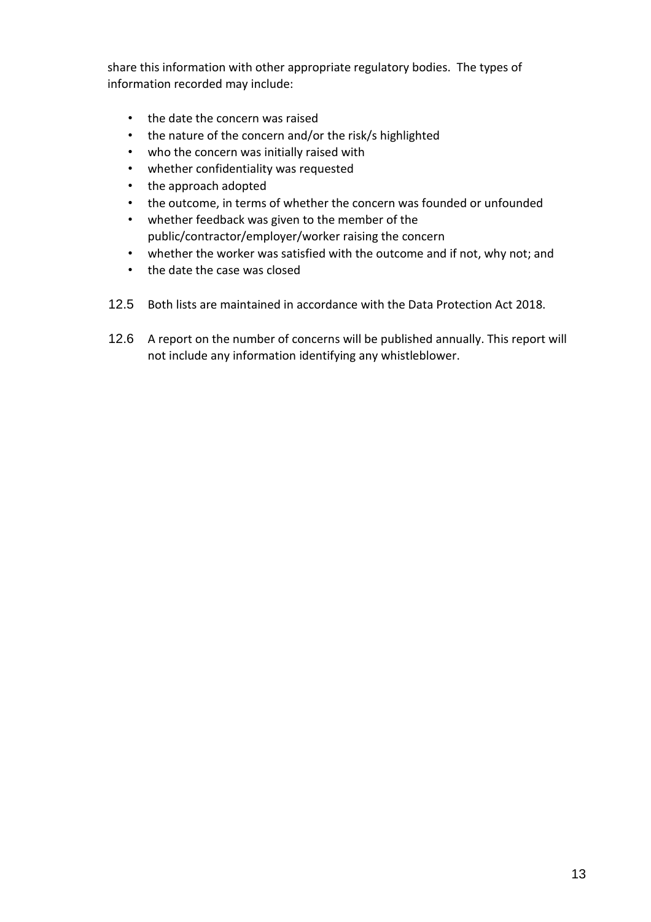share this information with other appropriate regulatory bodies. The types of information recorded may include:

- the date the concern was raised
- the nature of the concern and/or the risk/s highlighted
- who the concern was initially raised with
- whether confidentiality was requested
- the approach adopted
- the outcome, in terms of whether the concern was founded or unfounded
- whether feedback was given to the member of the public/contractor/employer/worker raising the concern
- whether the worker was satisfied with the outcome and if not, why not; and
- the date the case was closed

12.5 Both lists are maintained in accordance with the Data Protection Act 2018.

12.6 A report on the number of concerns will be published annually. This report will not include any information identifying any whistleblower.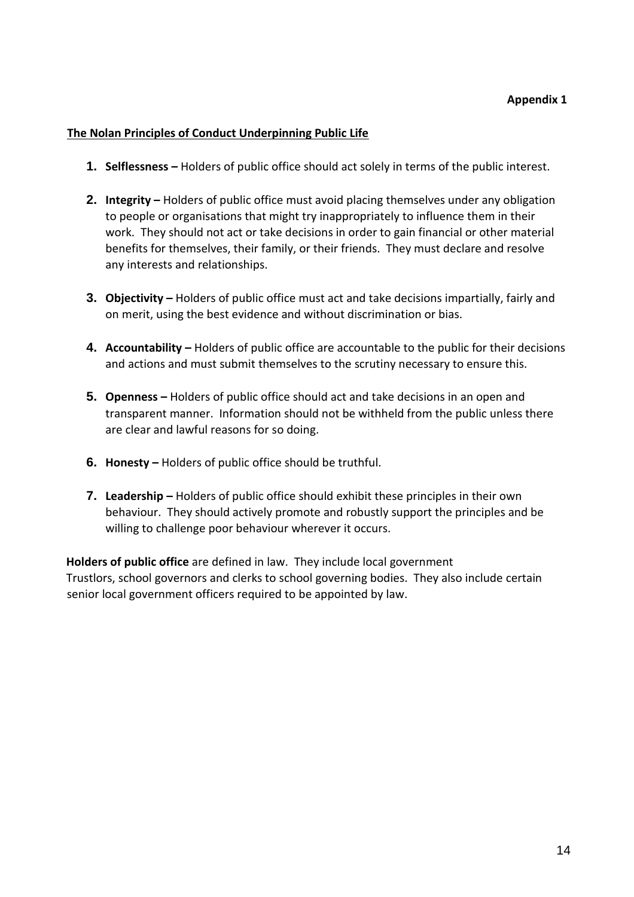**Appendix 1**

## The Nolan Principles of Conduct Underpinning Public Life

1. **Selflessness –** Holders of public office should act solely in terms of the public interest.

2. **Integrity –** Holders of public office must avoid placing themselves under any obligation to people or organisations that might try inappropriately to influence them in their work. They should not act or take decisions in order to gain financial or other material benefits for themselves, their family, or their friends. They must declare and resolve any interests and relationships.

3. **Objectivity –** Holders of public office must act and take decisions impartially, fairly and on merit, using the best evidence and without discrimination or bias.

4. **Accountability –** Holders of public office are accountable to the public for their decisions and actions and must submit themselves to the scrutiny necessary to ensure this.

5. **Openness –** Holders of public office should act and take decisions in an open and transparent manner. Information should not be withheld from the public unless there are clear and lawful reasons for so doing.

6. **Honesty –** Holders of public office should be truthful.

7. **Leadership –** Holders of public office should exhibit these principles in their own behaviour. They should actively promote and robustly support the principles and be willing to challenge poor behaviour wherever it occurs.

**Holders of public office** are defined in law. They include local government Trustlors, school governors and clerks to school governing bodies. They also include certain senior local government officers required to be appointed by law.